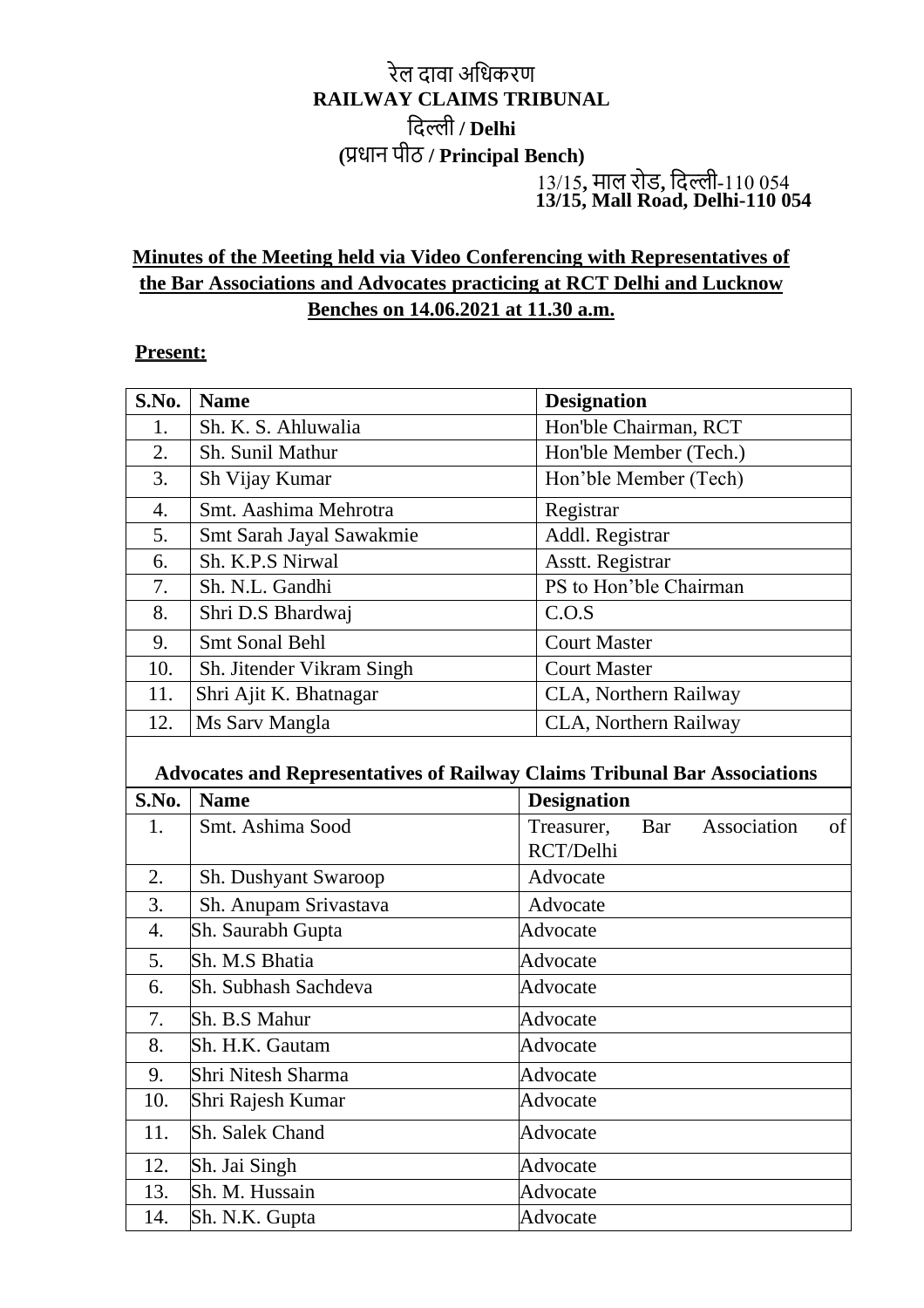# रेल दावा अधिकरण
# RAILWAY CLAIMS TRIBUNAL
## दिल्ली / Delhi
## (प्रधान पीठ / Principal Bench)

13/15, माल रोड, दिल्ली-110 054
**13/15, Mall Road, Delhi-110 054**

**Minutes of the Meeting held via Video Conferencing with Representatives of the Bar Associations and Advocates practicing at RCT Delhi and Lucknow Benches on 14.06.2021 at 11.30 a.m.**

**Present:**

| S.No. | Name | Designation |
|---|---|---|
| 1. | Sh. K. S. Ahluwalia | Hon'ble Chairman, RCT |
| 2. | Sh. Sunil Mathur | Hon'ble Member (Tech.) |
| 3. | Sh Vijay Kumar | Hon'ble Member (Tech) |
| 4. | Smt. Aashima Mehrotra | Registrar |
| 5. | Smt Sarah Jayal Sawakmie | Addl. Registrar |
| 6. | Sh. K.P.S Nirwal | Asstt. Registrar |
| 7. | Sh. N.L. Gandhi | PS to Hon'ble Chairman |
| 8. | Shri D.S Bhardwaj | C.O.S |
| 9. | Smt Sonal Behl | Court Master |
| 10. | Sh. Jitender Vikram Singh | Court Master |
| 11. | Shri Ajit K. Bhatnagar | CLA, Northern Railway |
| 12. | Ms Sarv Mangla | CLA, Northern Railway |

**Advocates and Representatives of Railway Claims Tribunal Bar Associations**

| S.No. | Name | Designation |
|---|---|---|
| 1. | Smt. Ashima Sood | Treasurer, Bar Association of RCT/Delhi |
| 2. | Sh. Dushyant Swaroop | Advocate |
| 3. | Sh. Anupam Srivastava | Advocate |
| 4. | Sh. Saurabh Gupta | Advocate |
| 5. | Sh. M.S Bhatia | Advocate |
| 6. | Sh. Subhash Sachdeva | Advocate |
| 7. | Sh. B.S Mahur | Advocate |
| 8. | Sh. H.K. Gautam | Advocate |
| 9. | Shri Nitesh Sharma | Advocate |
| 10. | Shri Rajesh Kumar | Advocate |
| 11. | Sh. Salek Chand | Advocate |
| 12. | Sh. Jai Singh | Advocate |
| 13. | Sh. M. Hussain | Advocate |
| 14. | Sh. N.K. Gupta | Advocate |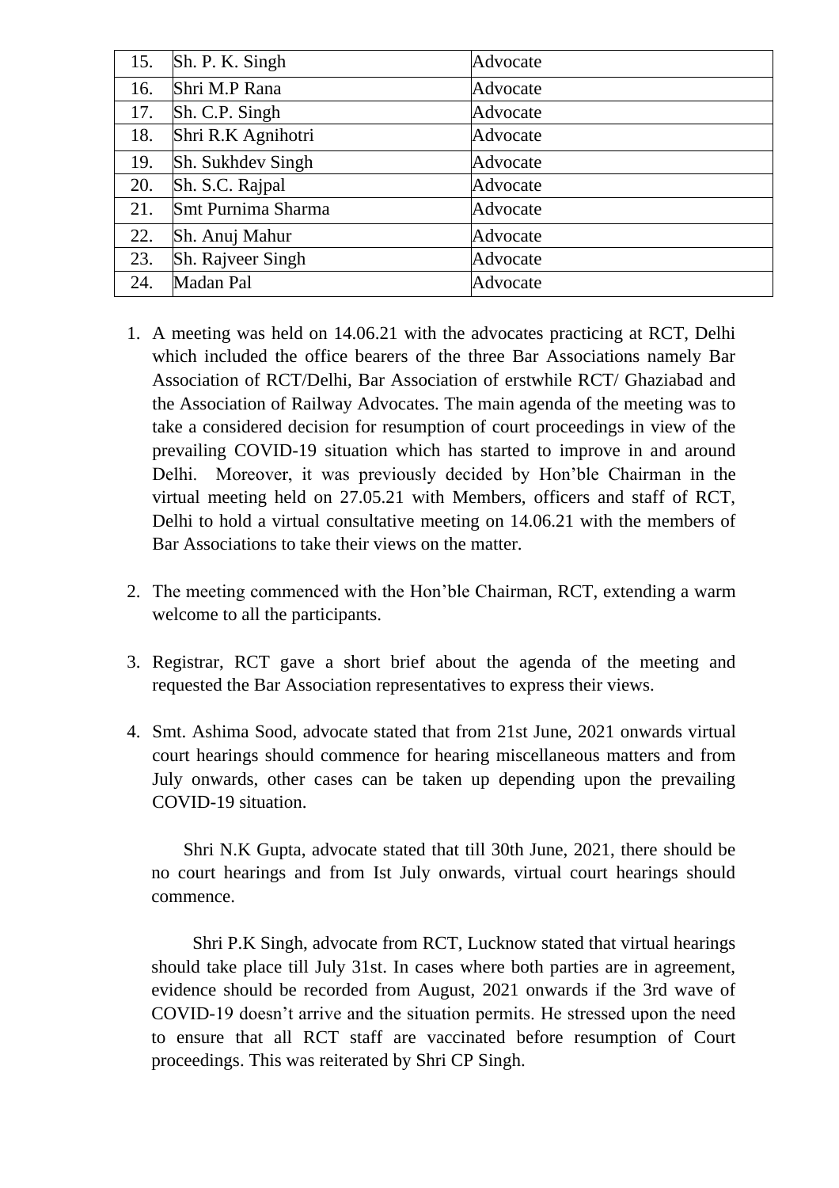| 15. | Sh. P. K. Singh | Advocate |
|---|---|---|
| 16. | Shri M.P Rana | Advocate |
| 17. | Sh. C.P. Singh | Advocate |
| 18. | Shri R.K Agnihotri | Advocate |
| 19. | Sh. Sukhdev Singh | Advocate |
| 20. | Sh. S.C. Rajpal | Advocate |
| 21. | Smt Purnima Sharma | Advocate |
| 22. | Sh. Anuj Mahur | Advocate |
| 23. | Sh. Rajveer Singh | Advocate |
| 24. | Madan Pal | Advocate |

1. A meeting was held on 14.06.21 with the advocates practicing at RCT, Delhi which included the office bearers of the three Bar Associations namely Bar Association of RCT/Delhi, Bar Association of erstwhile RCT/ Ghaziabad and the Association of Railway Advocates. The main agenda of the meeting was to take a considered decision for resumption of court proceedings in view of the prevailing COVID-19 situation which has started to improve in and around Delhi. Moreover, it was previously decided by Hon'ble Chairman in the virtual meeting held on 27.05.21 with Members, officers and staff of RCT, Delhi to hold a virtual consultative meeting on 14.06.21 with the members of Bar Associations to take their views on the matter.

2. The meeting commenced with the Hon'ble Chairman, RCT, extending a warm welcome to all the participants.

3. Registrar, RCT gave a short brief about the agenda of the meeting and requested the Bar Association representatives to express their views.

4. Smt. Ashima Sood, advocate stated that from 21st June, 2021 onwards virtual court hearings should commence for hearing miscellaneous matters and from July onwards, other cases can be taken up depending upon the prevailing COVID-19 situation.

   Shri N.K Gupta, advocate stated that till 30th June, 2021, there should be no court hearings and from Ist July onwards, virtual court hearings should commence.

   Shri P.K Singh, advocate from RCT, Lucknow stated that virtual hearings should take place till July 31st. In cases where both parties are in agreement, evidence should be recorded from August, 2021 onwards if the 3rd wave of COVID-19 doesn't arrive and the situation permits. He stressed upon the need to ensure that all RCT staff are vaccinated before resumption of Court proceedings. This was reiterated by Shri CP Singh.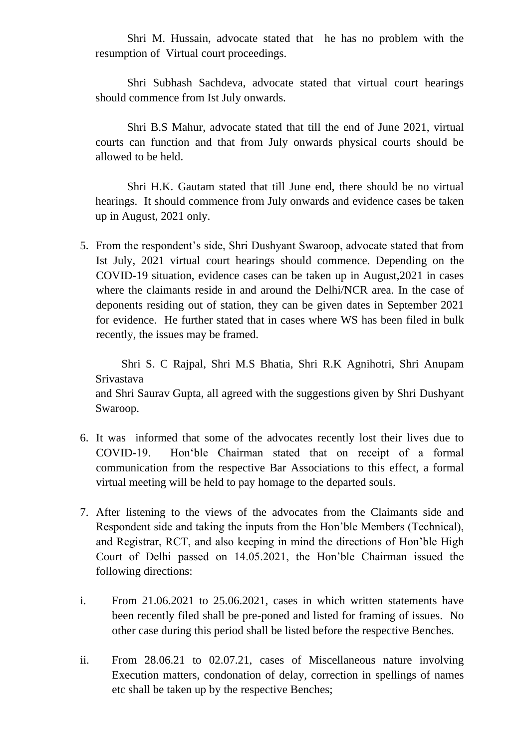Shri M. Hussain, advocate stated that he has no problem with the resumption of Virtual court proceedings.

Shri Subhash Sachdeva, advocate stated that virtual court hearings should commence from Ist July onwards.

Shri B.S Mahur, advocate stated that till the end of June 2021, virtual courts can function and that from July onwards physical courts should be allowed to be held.

Shri H.K. Gautam stated that till June end, there should be no virtual hearings. It should commence from July onwards and evidence cases be taken up in August, 2021 only.

5. From the respondent's side, Shri Dushyant Swaroop, advocate stated that from Ist July, 2021 virtual court hearings should commence. Depending on the COVID-19 situation, evidence cases can be taken up in August,2021 in cases where the claimants reside in and around the Delhi/NCR area. In the case of deponents residing out of station, they can be given dates in September 2021 for evidence. He further stated that in cases where WS has been filed in bulk recently, the issues may be framed.

   Shri S. C Rajpal, Shri M.S Bhatia, Shri R.K Agnihotri, Shri Anupam Srivastava
   and Shri Saurav Gupta, all agreed with the suggestions given by Shri Dushyant Swaroop.

6. It was informed that some of the advocates recently lost their lives due to COVID-19. Hon'ble Chairman stated that on receipt of a formal communication from the respective Bar Associations to this effect, a formal virtual meeting will be held to pay homage to the departed souls.

7. After listening to the views of the advocates from the Claimants side and Respondent side and taking the inputs from the Hon'ble Members (Technical), and Registrar, RCT, and also keeping in mind the directions of Hon'ble High Court of Delhi passed on 14.05.2021, the Hon'ble Chairman issued the following directions:

i. From 21.06.2021 to 25.06.2021, cases in which written statements have been recently filed shall be pre-poned and listed for framing of issues. No other case during this period shall be listed before the respective Benches.

ii. From 28.06.21 to 02.07.21, cases of Miscellaneous nature involving Execution matters, condonation of delay, correction in spellings of names etc shall be taken up by the respective Benches;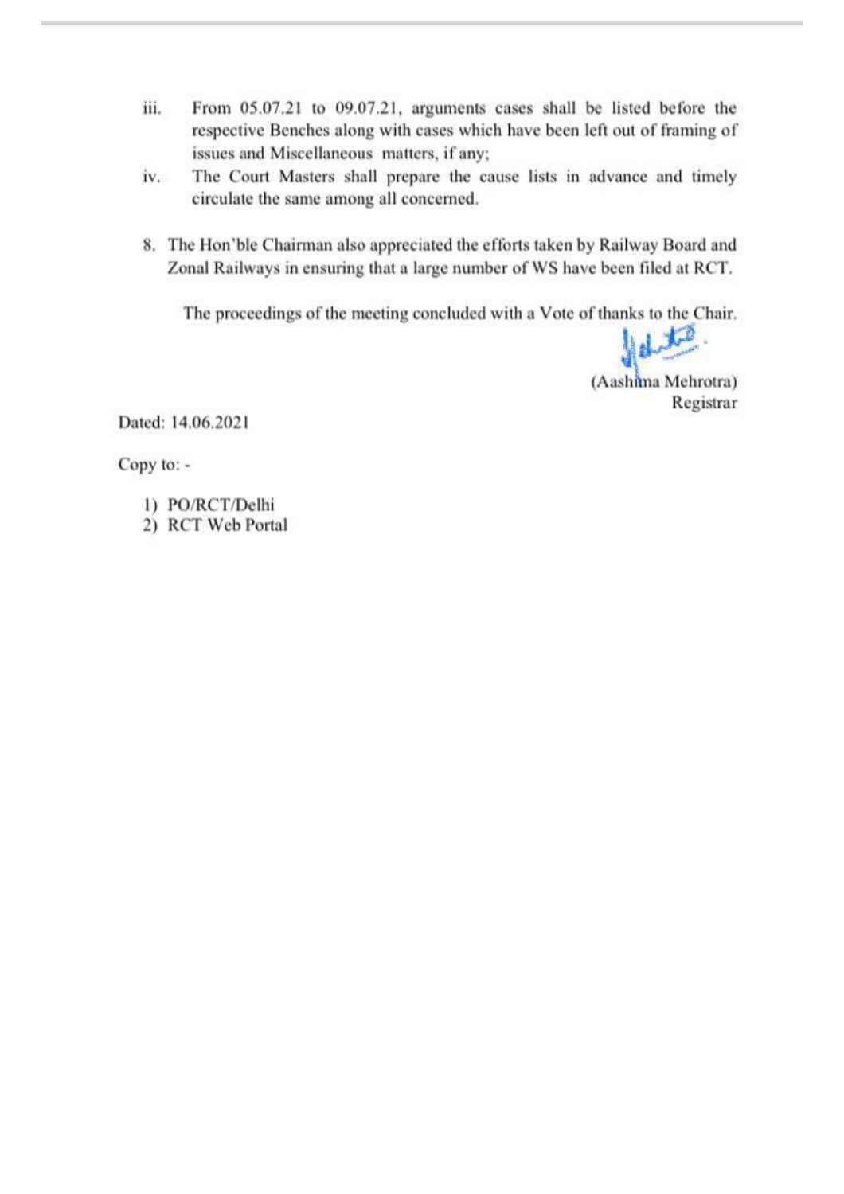iii. From 05.07.21 to 09.07.21, arguments cases shall be listed before the respective Benches along with cases which have been left out of framing of issues and Miscellaneous matters, if any;

iv. The Court Masters shall prepare the cause lists in advance and timely circulate the same among all concerned.

8. The Hon'ble Chairman also appreciated the efforts taken by Railway Board and Zonal Railways in ensuring that a large number of WS have been filed at RCT.

The proceedings of the meeting concluded with a Vote of thanks to the Chair.

(Aashima Mehrotra)
Registrar

Dated: 14.06.2021

Copy to: -

1) PO/RCT/Delhi
2) RCT Web Portal